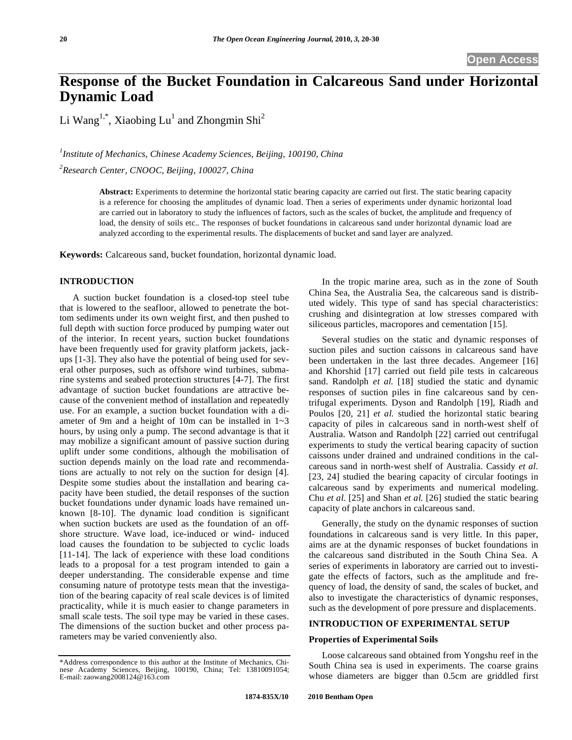# Response of the Bucket Foundation in Calcareous Sand under Horizontal Dynamic Load

Li Wang[1,*], Xiaobing Lu[1] and Zhongmin Shi[2]

[1]*Institute of Mechanics, Chinese Academy Sciences, Beijing, 100190, China*

[2]*Research Center, CNOOC, Beijing, 100027, China*

**Abstract:** Experiments to determine the horizontal static bearing capacity are carried out first. The static bearing capacity is a reference for choosing the amplitudes of dynamic load. Then a series of experiments under dynamic horizontal load are carried out in laboratory to study the influences of factors, such as the scales of bucket, the amplitude and frequency of load, the density of soils etc.. The responses of bucket foundations in calcareous sand under horizontal dynamic load are analyzed according to the experimental results. The displacements of bucket and sand layer are analyzed.

**Keywords:** Calcareous sand, bucket foundation, horizontal dynamic load.

## INTRODUCTION

A suction bucket foundation is a closed-top steel tube that is lowered to the seafloor, allowed to penetrate the bottom sediments under its own weight first, and then pushed to full depth with suction force produced by pumping water out of the interior. In recent years, suction bucket foundations have been frequently used for gravity platform jackets, jack-ups [1-3]. They also have the potential of being used for several other purposes, such as offshore wind turbines, submarine systems and seabed protection structures [4-7]. The first advantage of suction bucket foundations are attractive because of the convenient method of installation and repeatedly use. For an example, a suction bucket foundation with a diameter of 9m and a height of 10m can be installed in 1~3 hours, by using only a pump. The second advantage is that it may mobilize a significant amount of passive suction during uplift under some conditions, although the mobilisation of suction depends mainly on the load rate and recommendations are actually to not rely on the suction for design [4]. Despite some studies about the installation and bearing capacity have been studied, the detail responses of the suction bucket foundations under dynamic loads have remained unknown [8-10]. The dynamic load condition is significant when suction buckets are used as the foundation of an offshore structure. Wave load, ice-induced or wind- induced load causes the foundation to be subjected to cyclic loads [11-14]. The lack of experience with these load conditions leads to a proposal for a test program intended to gain a deeper understanding. The considerable expense and time consuming nature of prototype tests mean that the investigation of the bearing capacity of real scale devices is of limited practicality, while it is much easier to change parameters in small scale tests. The soil type may be varied in these cases. The dimensions of the suction bucket and other process parameters may be varied conveniently also.

In the tropic marine area, such as in the zone of South China Sea, the Australia Sea, the calcareous sand is distributed widely. This type of sand has special characteristics: crushing and disintegration at low stresses compared with siliceous particles, macropores and cementation [15].

Several studies on the static and dynamic responses of suction piles and suction caissons in calcareous sand have been undertaken in the last three decades. Angemeer [16] and Khorshid [17] carried out field pile tests in calcareous sand. Randolph *et al.* [18] studied the static and dynamic responses of suction piles in fine calcareous sand by centrifugal experiments. Dyson and Randolph [19], Riadh and Poulos [20, 21] *et al.* studied the horizontal static bearing capacity of piles in calcareous sand in north-west shelf of Australia. Watson and Randolph [22] carried out centrifugal experiments to study the vertical bearing capacity of suction caissons under drained and undrained conditions in the calcareous sand in north-west shelf of Australia. Cassidy *et al.* [23, 24] studied the bearing capacity of circular footings in calcareous sand by experiments and numerical modeling. Chu *et al.* [25] and Shan *et al.* [26] studied the static bearing capacity of plate anchors in calcareous sand.

Generally, the study on the dynamic responses of suction foundations in calcareous sand is very little. In this paper, aims are at the dynamic responses of bucket foundations in the calcareous sand distributed in the South China Sea. A series of experiments in laboratory are carried out to investigate the effects of factors, such as the amplitude and frequency of load, the density of sand, the scales of bucket, and also to investigate the characteristics of dynamic responses, such as the development of pore pressure and displacements.

## INTRODUCTION OF EXPERIMENTAL SETUP

### Properties of Experimental Soils

Loose calcareous sand obtained from Yongshu reef in the South China sea is used in experiments. The coarse grains whose diameters are bigger than 0.5cm are griddled first

*Address correspondence to this author at the Institute of Mechanics, Chinese Academy Sciences, Beijing, 100190, China; Tel: 13810091054; E-mail: zaowang2008124@163.com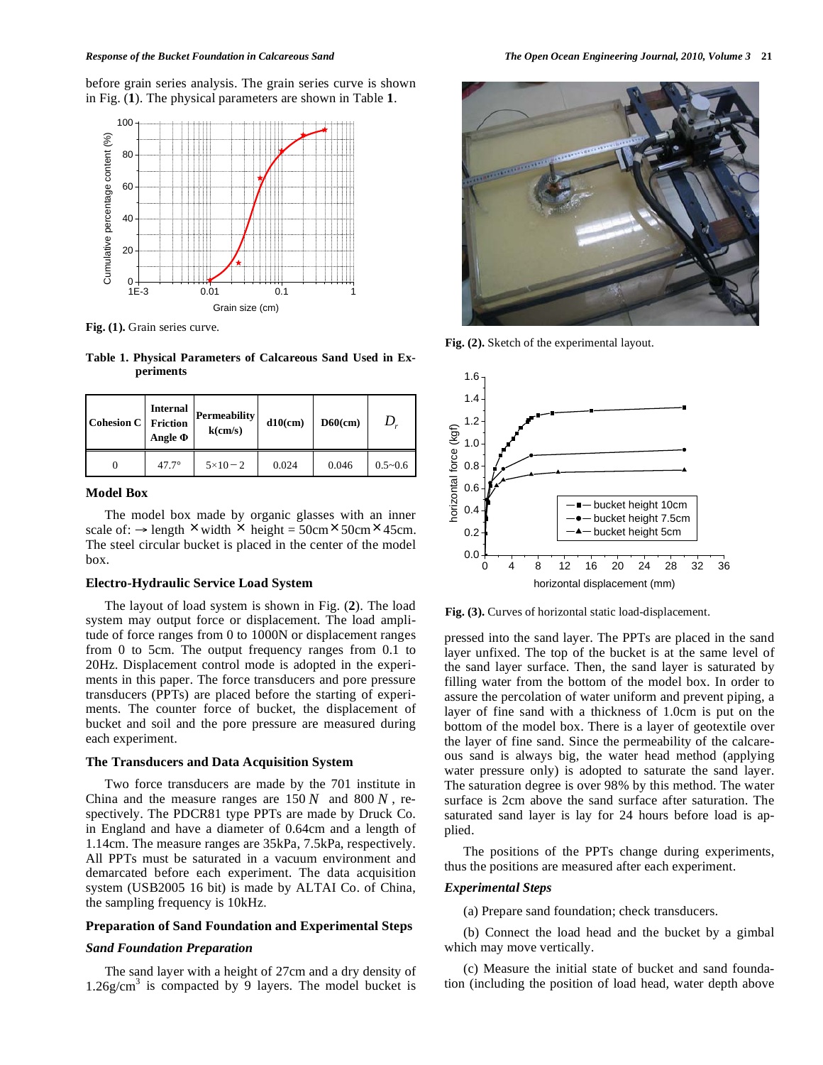before grain series analysis. The grain series curve is shown in Fig. (**1**). The physical parameters are shown in Table **1**.

**Fig. (1).** Grain series curve.

**Table 1. Physical Parameters of Calcareous Sand Used in Experiments**

| Cohesion C | Internal Friction Angle Φ | Permeability k(cm/s) | d10(cm) | D60(cm) | $D_r$ |
|---|---|---|---|---|---|
| 0 | 47.7° | 5×10−2 | 0.024 | 0.046 | 0.5~0.6 |

### Model Box

The model box made by organic glasses with an inner scale of: → length × width × height = 50cm×50cm×45cm. The steel circular bucket is placed in the center of the model box.

### Electro-Hydraulic Service Load System

The layout of load system is shown in Fig. (**2**). The load system may output force or displacement. The load amplitude of force ranges from 0 to 1000N or displacement ranges from 0 to 5cm. The output frequency ranges from 0.1 to 20Hz. Displacement control mode is adopted in the experiments in this paper. The force transducers and pore pressure transducers (PPTs) are placed before the starting of experiments. The counter force of bucket, the displacement of bucket and soil and the pore pressure are measured during each experiment.

### The Transducers and Data Acquisition System

Two force transducers are made by the 701 institute in China and the measure ranges are 150 $N$ and 800 $N$, respectively. The PDCR81 type PPTs are made by Druck Co. in England and have a diameter of 0.64cm and a length of 1.14cm. The measure ranges are 35kPa, 7.5kPa, respectively. All PPTs must be saturated in a vacuum environment and demarcated before each experiment. The data acquisition system (USB2005 16 bit) is made by ALTAI Co. of China, the sampling frequency is 10kHz.

### Preparation of Sand Foundation and Experimental Steps

#### *Sand Foundation Preparation*

The sand layer with a height of 27cm and a dry density of 1.26g/cm$^3$ is compacted by 9 layers. The model bucket is pressed into the sand layer. The PPTs are placed in the sand layer unfixed. The top of the bucket is at the same level of the sand layer surface. Then, the sand layer is saturated by filling water from the bottom of the model box. In order to assure the percolation of water uniform and prevent piping, a layer of fine sand with a thickness of 1.0cm is put on the bottom of the model box. There is a layer of geotextile over the layer of fine sand. Since the permeability of the calcareous sand is always big, the water head method (applying water pressure only) is adopted to saturate the sand layer. The saturation degree is over 98% by this method. The water surface is 2cm above the sand surface after saturation. The saturated sand layer is lay for 24 hours before load is applied.

The positions of the PPTs change during experiments, thus the positions are measured after each experiment.

**Fig. (2).** Sketch of the experimental layout.

**Fig. (3).** Curves of horizontal static load-displacement.

#### *Experimental Steps*

(a) Prepare sand foundation; check transducers.

(b) Connect the load head and the bucket by a gimbal which may move vertically.

(c) Measure the initial state of bucket and sand foundation (including the position of load head, water depth above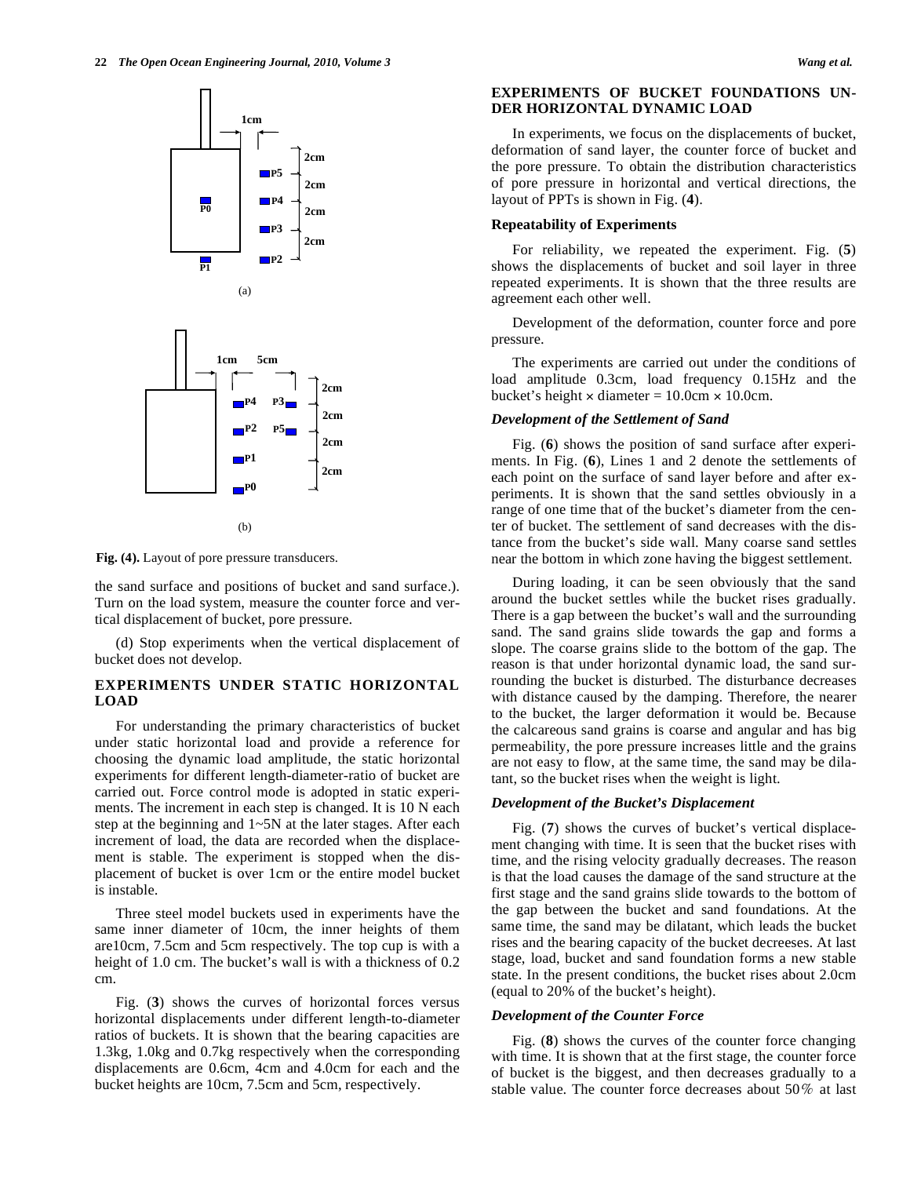(a)

(b)

**Fig. (4).** Layout of pore pressure transducers.

the sand surface and positions of bucket and sand surface.). Turn on the load system, measure the counter force and vertical displacement of bucket, pore pressure.

(d) Stop experiments when the vertical displacement of bucket does not develop.

## EXPERIMENTS UNDER STATIC HORIZONTAL LOAD

For understanding the primary characteristics of bucket under static horizontal load and provide a reference for choosing the dynamic load amplitude, the static horizontal experiments for different length-diameter-ratio of bucket are carried out. Force control mode is adopted in static experiments. The increment in each step is changed. It is 10 N each step at the beginning and 1~5N at the later stages. After each increment of load, the data are recorded when the displacement is stable. The experiment is stopped when the displacement of bucket is over 1cm or the entire model bucket is instable.

Three steel model buckets used in experiments have the same inner diameter of 10cm, the inner heights of them are10cm, 7.5cm and 5cm respectively. The top cup is with a height of 1.0 cm. The bucket's wall is with a thickness of 0.2 cm.

Fig. (**3**) shows the curves of horizontal forces versus horizontal displacements under different length-to-diameter ratios of buckets. It is shown that the bearing capacities are 1.3kg, 1.0kg and 0.7kg respectively when the corresponding displacements are 0.6cm, 4cm and 4.0cm for each and the bucket heights are 10cm, 7.5cm and 5cm, respectively.

## EXPERIMENTS OF BUCKET FOUNDATIONS UNDER HORIZONTAL DYNAMIC LOAD

In experiments, we focus on the displacements of bucket, deformation of sand layer, the counter force of bucket and the pore pressure. To obtain the distribution characteristics of pore pressure in horizontal and vertical directions, the layout of PPTs is shown in Fig. (**4**).

### Repeatability of Experiments

For reliability, we repeated the experiment. Fig. (**5**) shows the displacements of bucket and soil layer in three repeated experiments. It is shown that the three results are agreement each other well.

Development of the deformation, counter force and pore pressure.

The experiments are carried out under the conditions of load amplitude 0.3cm, load frequency 0.15Hz and the bucket's height × diameter = 10.0cm × 10.0cm.

### *Development of the Settlement of Sand*

Fig. (**6**) shows the position of sand surface after experiments. In Fig. (**6**), Lines 1 and 2 denote the settlements of each point on the surface of sand layer before and after experiments. It is shown that the sand settles obviously in a range of one time that of the bucket's diameter from the center of bucket. The settlement of sand decreases with the distance from the bucket's side wall. Many coarse sand settles near the bottom in which zone having the biggest settlement.

During loading, it can be seen obviously that the sand around the bucket settles while the bucket rises gradually. There is a gap between the bucket's wall and the surrounding sand. The sand grains slide towards the gap and forms a slope. The coarse grains slide to the bottom of the gap. The reason is that under horizontal dynamic load, the sand surrounding the bucket is disturbed. The disturbance decreases with distance caused by the damping. Therefore, the nearer to the bucket, the larger deformation it would be. Because the calcareous sand grains is coarse and angular and has big permeability, the pore pressure increases little and the grains are not easy to flow, at the same time, the sand may be dilatant, so the bucket rises when the weight is light.

### *Development of the Bucket's Displacement*

Fig. (**7**) shows the curves of bucket's vertical displacement changing with time. It is seen that the bucket rises with time, and the rising velocity gradually decreases. The reason is that the load causes the damage of the sand structure at the first stage and the sand grains slide towards to the bottom of the gap between the bucket and sand foundations. At the same time, the sand may be dilatant, which leads the bucket rises and the bearing capacity of the bucket decreeses. At last stage, load, bucket and sand foundation forms a new stable state. In the present conditions, the bucket rises about 2.0cm (equal to 20% of the bucket's height).

### *Development of the Counter Force*

Fig. (**8**) shows the curves of the counter force changing with time. It is shown that at the first stage, the counter force of bucket is the biggest, and then decreases gradually to a stable value. The counter force decreases about 50% at last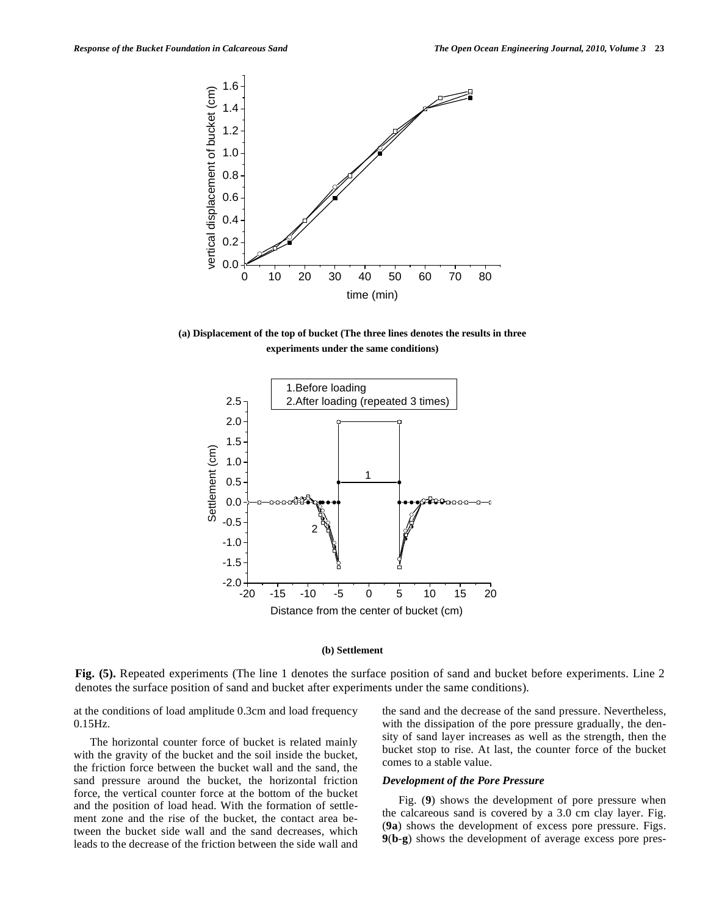(a) **Displacement of the top of bucket (The three lines denotes the results in three experiments under the same conditions)**

(b) **Settlement**

**Fig. (5).** Repeated experiments (The line 1 denotes the surface position of sand and bucket before experiments. Line 2 denotes the surface position of sand and bucket after experiments under the same conditions).

at the conditions of load amplitude 0.3cm and load frequency 0.15Hz.

The horizontal counter force of bucket is related mainly with the gravity of the bucket and the soil inside the bucket, the friction force between the bucket wall and the sand, the sand pressure around the bucket, the horizontal friction force, the vertical counter force at the bottom of the bucket and the position of load head. With the formation of settlement zone and the rise of the bucket, the contact area between the bucket side wall and the sand decreases, which leads to the decrease of the friction between the side wall and the sand and the decrease of the sand pressure. Nevertheless, with the dissipation of the pore pressure gradually, the density of sand layer increases as well as the strength, then the bucket stop to rise. At last, the counter force of the bucket comes to a stable value.

### *Development of the Pore Pressure*

Fig. (**9**) shows the development of pore pressure when the calcareous sand is covered by a 3.0 cm clay layer. Fig. (**9a**) shows the development of excess pore pressure. Figs. **9**(**b-g**) shows the development of average excess pore pres-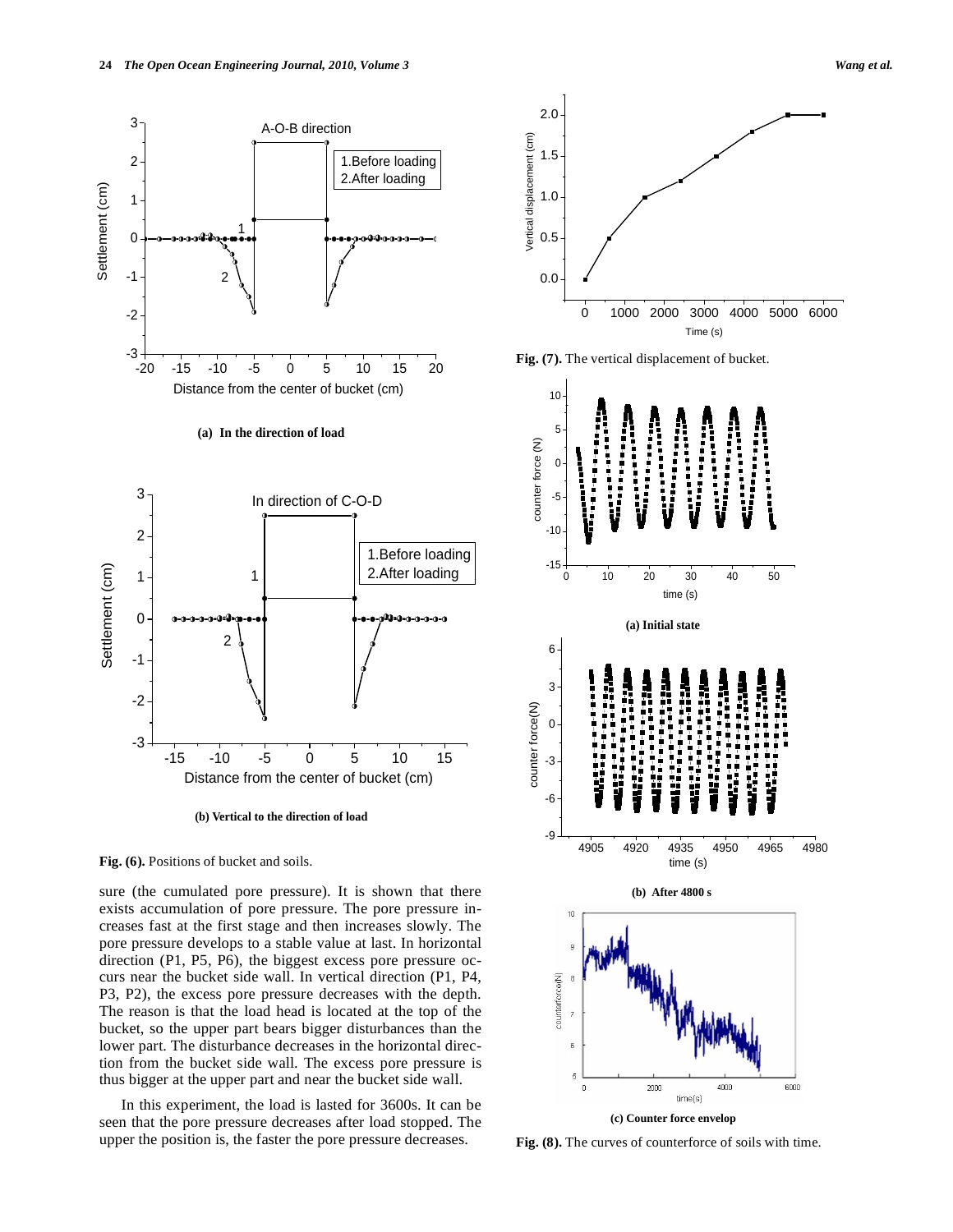(a) In the direction of load

(b) Vertical to the direction of load

**Fig. (6).** Positions of bucket and soils.

sure (the cumulated pore pressure). It is shown that there exists accumulation of pore pressure. The pore pressure increases fast at the first stage and then increases slowly. The pore pressure develops to a stable value at last. In horizontal direction (P1, P5, P6), the biggest excess pore pressure occurs near the bucket side wall. In vertical direction (P1, P4, P3, P2), the excess pore pressure decreases with the depth. The reason is that the load head is located at the top of the bucket, so the upper part bears bigger disturbances than the lower part. The disturbance decreases in the horizontal direction from the bucket side wall. The excess pore pressure is thus bigger at the upper part and near the bucket side wall.

In this experiment, the load is lasted for 3600s. It can be seen that the pore pressure decreases after load stopped. The upper the position is, the faster the pore pressure decreases.

**Fig. (7).** The vertical displacement of bucket.

(a) Initial state

(b) After 4800 s

(c) Counter force envelop

**Fig. (8).** The curves of counterforce of soils with time.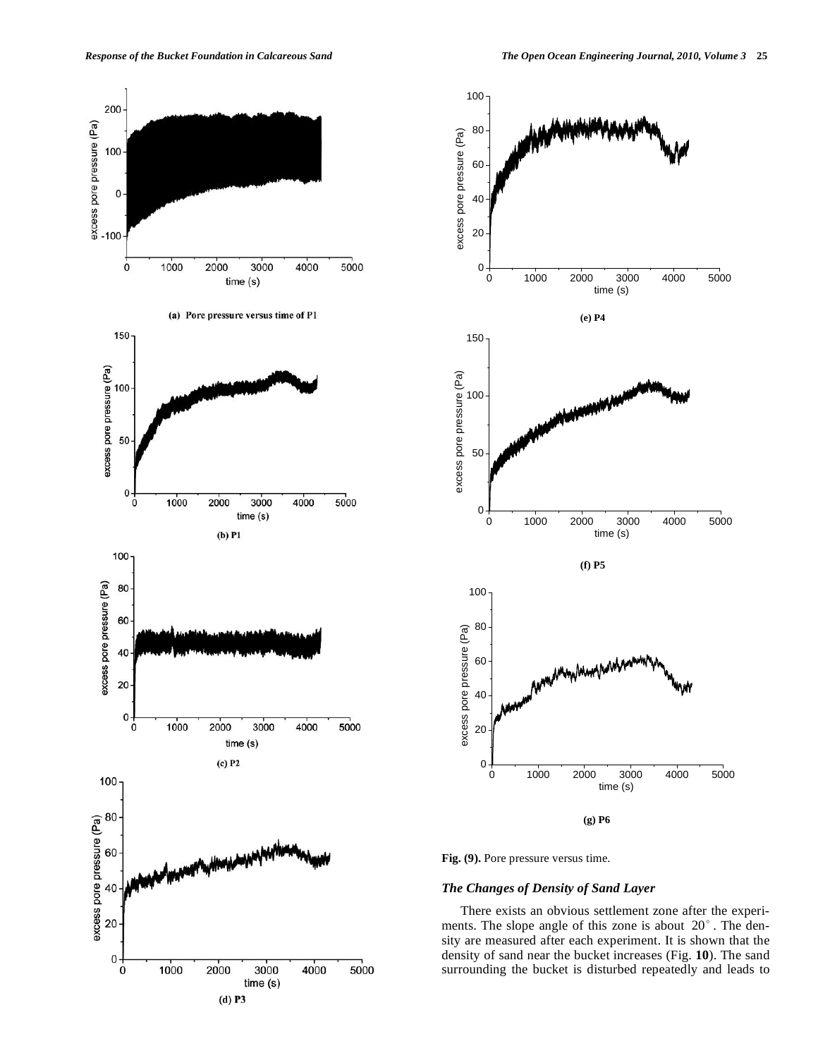(a) Pore pressure versus time of P1

(b) P1

(c) P2

(d) P3

(e) P4

(f) P5

(g) P6

**Fig. (9).** Pore pressure versus time.

### *The Changes of Density of Sand Layer*

There exists an obvious settlement zone after the experiments. The slope angle of this zone is about 20°. The density are measured after each experiment. It is shown that the density of sand near the bucket increases (Fig. **10**). The sand surrounding the bucket is disturbed repeatedly and leads to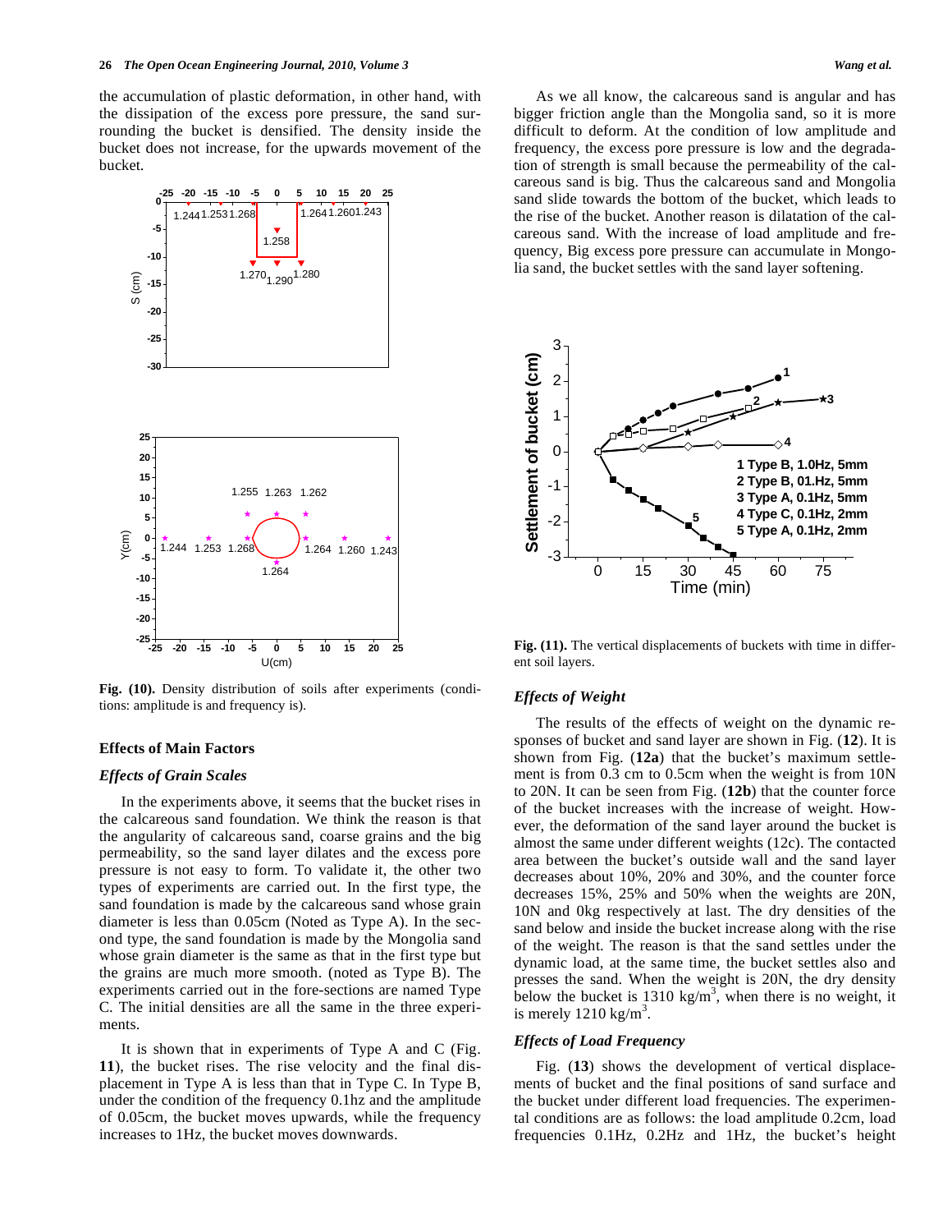the accumulation of plastic deformation, in other hand, with the dissipation of the excess pore pressure, the sand surrounding the bucket is densified. The density inside the bucket does not increase, for the upwards movement of the bucket.

Fig. (10). Density distribution of soils after experiments (conditions: amplitude is and frequency is).

## Effects of Main Factors

### *Effects of Grain Scales*

In the experiments above, it seems that the bucket rises in the calcareous sand foundation. We think the reason is that the angularity of calcareous sand, coarse grains and the big permeability, so the sand layer dilates and the excess pore pressure is not easy to form. To validate it, the other two types of experiments are carried out. In the first type, the sand foundation is made by the calcareous sand whose grain diameter is less than 0.05cm (Noted as Type A). In the second type, the sand foundation is made by the Mongolia sand whose grain diameter is the same as that in the first type but the grains are much more smooth. (noted as Type B). The experiments carried out in the fore-sections are named Type C. The initial densities are all the same in the three experiments.

It is shown that in experiments of Type A and C (Fig. **11**), the bucket rises. The rise velocity and the final displacement in Type A is less than that in Type C. In Type B, under the condition of the frequency 0.1hz and the amplitude of 0.05cm, the bucket moves upwards, while the frequency increases to 1Hz, the bucket moves downwards.

As we all know, the calcareous sand is angular and has bigger friction angle than the Mongolia sand, so it is more difficult to deform. At the condition of low amplitude and frequency, the excess pore pressure is low and the degradation of strength is small because the permeability of the calcareous sand is big. Thus the calcareous sand and Mongolia sand slide towards the bottom of the bucket, which leads to the rise of the bucket. Another reason is dilatation of the calcareous sand. With the increase of load amplitude and frequency, Big excess pore pressure can accumulate in Mongolia sand, the bucket settles with the sand layer softening.

**Fig. (11).** The vertical displacements of buckets with time in different soil layers.

### *Effects of Weight*

The results of the effects of weight on the dynamic responses of bucket and sand layer are shown in Fig. (**12**). It is shown from Fig. (**12a**) that the bucket's maximum settlement is from 0.3 cm to 0.5cm when the weight is from 10N to 20N. It can be seen from Fig. (**12b**) that the counter force of the bucket increases with the increase of weight. However, the deformation of the sand layer around the bucket is almost the same under different weights (12c). The contacted area between the bucket's outside wall and the sand layer decreases about 10%, 20% and 30%, and the counter force decreases 15%, 25% and 50% when the weights are 20N, 10N and 0kg respectively at last. The dry densities of the sand below and inside the bucket increase along with the rise of the weight. The reason is that the sand settles under the dynamic load, at the same time, the bucket settles also and presses the sand. When the weight is 20N, the dry density below the bucket is 1310 kg/m$^3$, when there is no weight, it is merely 1210 kg/m$^3$.

### *Effects of Load Frequency*

Fig. (**13**) shows the development of vertical displacements of bucket and the final positions of sand surface and the bucket under different load frequencies. The experimental conditions are as follows: the load amplitude 0.2cm, load frequencies 0.1Hz, 0.2Hz and 1Hz, the bucket's height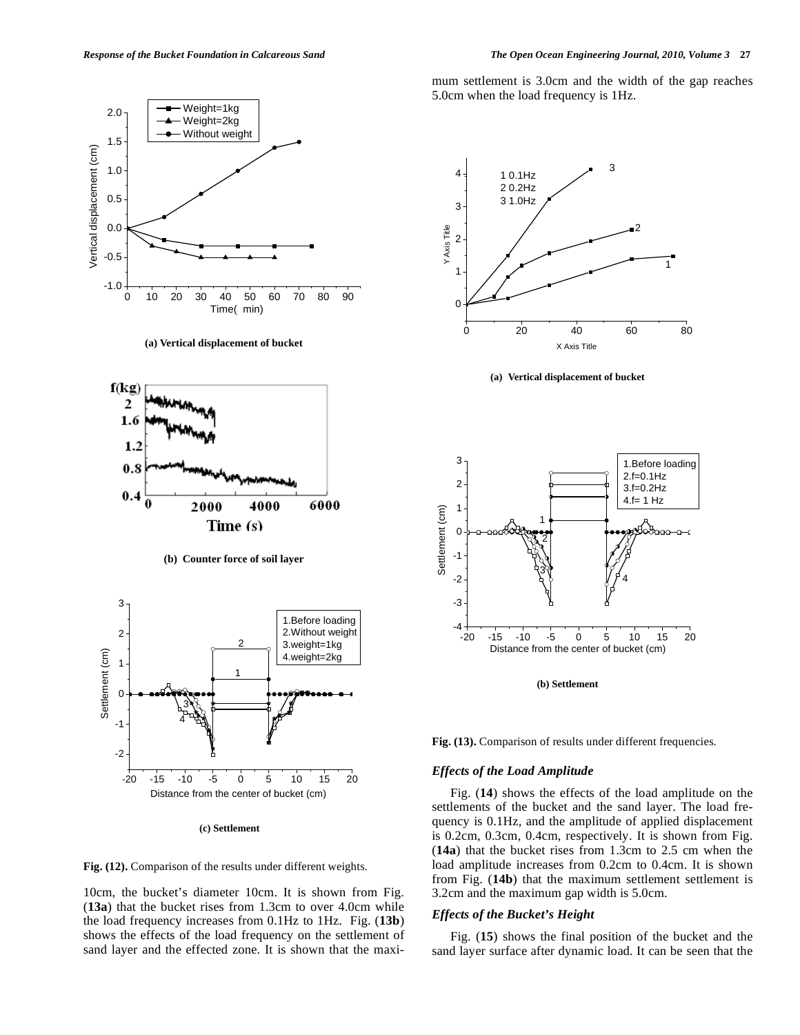**(a) Vertical displacement of bucket**

**(b) Counter force of soil layer**

**(c) Settlement**

**Fig. (12).** Comparison of the results under different weights.

10cm, the bucket's diameter 10cm. It is shown from Fig. (**13a**) that the bucket rises from 1.3cm to over 4.0cm while the load frequency increases from 0.1Hz to 1Hz. Fig. (**13b**) shows the effects of the load frequency on the settlement of sand layer and the effected zone. It is shown that the maximum settlement is 3.0cm and the width of the gap reaches 5.0cm when the load frequency is 1Hz.

**(a) Vertical displacement of bucket**

**(b) Settlement**

**Fig. (13).** Comparison of results under different frequencies.

### *Effects of the Load Amplitude*

Fig. (**14**) shows the effects of the load amplitude on the settlements of the bucket and the sand layer. The load frequency is 0.1Hz, and the amplitude of applied displacement is 0.2cm, 0.3cm, 0.4cm, respectively. It is shown from Fig. (**14a**) that the bucket rises from 1.3cm to 2.5 cm when the load amplitude increases from 0.2cm to 0.4cm. It is shown from Fig. (**14b**) that the maximum settlement settlement is 3.2cm and the maximum gap width is 5.0cm.

### *Effects of the Bucket's Height*

Fig. (**15**) shows the final position of the bucket and the sand layer surface after dynamic load. It can be seen that the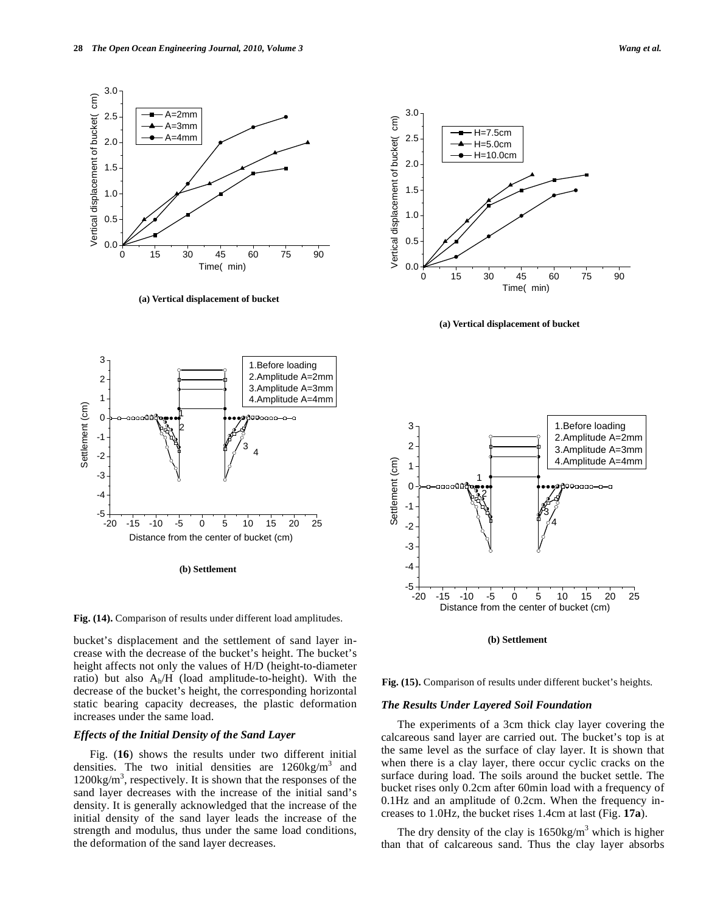(a) Vertical displacement of bucket

(b) Settlement

Fig. (14). Comparison of results under different load amplitudes.

bucket's displacement and the settlement of sand layer increase with the decrease of the bucket's height. The bucket's height affects not only the values of H/D (height-to-diameter ratio) but also $A_h/H$ (load amplitude-to-height). With the decrease of the bucket's height, the corresponding horizontal static bearing capacity decreases, the plastic deformation increases under the same load.

### Effects of the Initial Density of the Sand Layer

Fig. (**16**) shows the results under two different initial densities. The two initial densities are $1260 kg/m^3$ and $1200 kg/m^3$, respectively. It is shown that the responses of the sand layer decreases with the increase of the initial sand's density. It is generally acknowledged that the increase of the initial density of the sand layer leads the increase of the strength and modulus, thus under the same load conditions, the deformation of the sand layer decreases.

(a) Vertical displacement of bucket

(b) Settlement

Fig. (15). Comparison of results under different bucket's heights.

### The Results Under Layered Soil Foundation

The experiments of a 3cm thick clay layer covering the calcareous sand layer are carried out. The bucket's top is at the same level as the surface of clay layer. It is shown that when there is a clay layer, there occur cyclic cracks on the surface during load. The soils around the bucket settle. The bucket rises only 0.2cm after 60min load with a frequency of 0.1Hz and an amplitude of 0.2cm. When the frequency increases to 1.0Hz, the bucket rises 1.4cm at last (Fig. **17a**).

The dry density of the clay is $1650 kg/m^3$ which is higher than that of calcareous sand. Thus the clay layer absorbs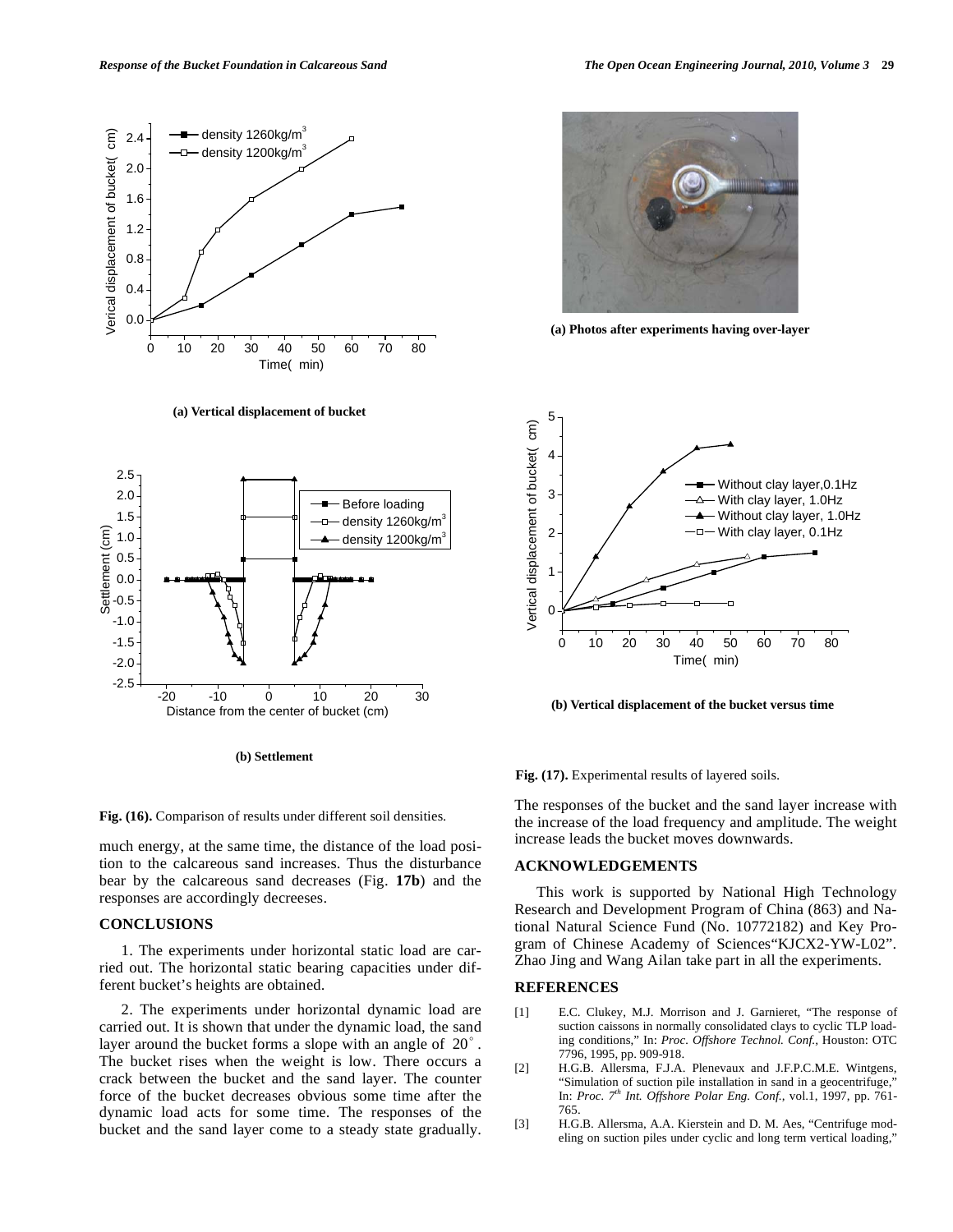(a) Vertical displacement of bucket

(b) Settlement

**Fig. (16).** Comparison of results under different soil densities.

(a) Photos after experiments having over-layer

(b) Vertical displacement of the bucket versus time

**Fig. (17).** Experimental results of layered soils.

much energy, at the same time, the distance of the load position to the calcareous sand increases. Thus the disturbance bear by the calcareous sand decreases (Fig. **17b**) and the responses are accordingly decreeses.

## CONCLUSIONS

1. The experiments under horizontal static load are carried out. The horizontal static bearing capacities under different bucket's heights are obtained.

2. The experiments under horizontal dynamic load are carried out. It is shown that under the dynamic load, the sand layer around the bucket forms a slope with an angle of 20°. The bucket rises when the weight is low. There occurs a crack between the bucket and the sand layer. The counter force of the bucket decreases obvious some time after the dynamic load acts for some time. The responses of the bucket and the sand layer come to a steady state gradually. The responses of the bucket and the sand layer increase with the increase of the load frequency and amplitude. The weight increase leads the bucket moves downwards.

## ACKNOWLEDGEMENTS

This work is supported by National High Technology Research and Development Program of China (863) and National Natural Science Fund (No. 10772182) and Key Program of Chinese Academy of Sciences"KJCX2-YW-L02". Zhao Jing and Wang Ailan take part in all the experiments.

## REFERENCES

[1] E.C. Clukey, M.J. Morrison and J. Garnieret, "The response of suction caissons in normally consolidated clays to cyclic TLP loading conditions," In: *Proc. Offshore Technol. Conf.*, Houston: OTC 7796, 1995, pp. 909-918.

[2] H.G.B. Allersma, F.J.A. Plenevaux and J.F.P.C.M.E. Wintgens, "Simulation of suction pile installation in sand in a geocentrifuge," In: *Proc. 7th Int. Offshore Polar Eng. Conf.*, vol.1, 1997, pp. 761-765.

[3] H.G.B. Allersma, A.A. Kierstein and D. M. Aes, "Centrifuge modeling on suction piles under cyclic and long term vertical loading,"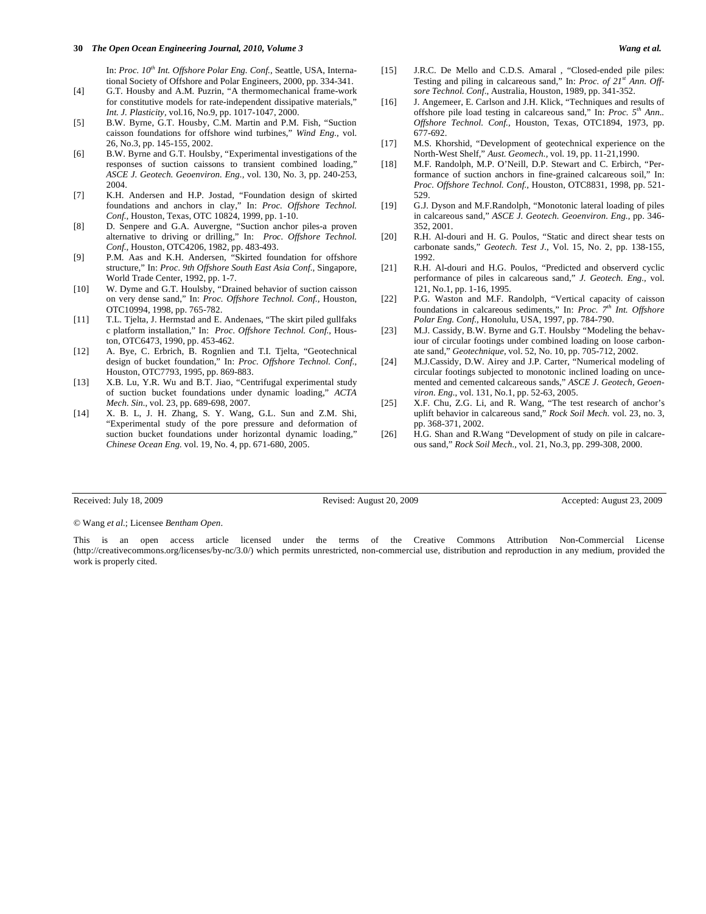In: *Proc. 10th Int. Offshore Polar Eng. Conf.*, Seattle, USA, International Society of Offshore and Polar Engineers, 2000, pp. 334-341.

[4] G.T. Housby and A.M. Puzrin, "A thermomechanical frame-work for constitutive models for rate-independent dissipative materials," *Int. J. Plasticity*, vol.16, No.9, pp. 1017-1047, 2000.

[5] B.W. Byrne, G.T. Housby, C.M. Martin and P.M. Fish, "Suction caisson foundations for offshore wind turbines," *Wind Eng.*, vol. 26, No.3, pp. 145-155, 2002.

[6] B.W. Byrne and G.T. Houlsby, "Experimental investigations of the responses of suction caissons to transient combined loading," *ASCE J. Geotech. Geoenviron. Eng.*, vol. 130, No. 3, pp. 240-253, 2004.

[7] K.H. Andersen and H.P. Jostad, "Foundation design of skirted foundations and anchors in clay," In: *Proc. Offshore Technol. Conf.*, Houston, Texas, OTC 10824, 1999, pp. 1-10.

[8] D. Senpere and G.A. Auvergne, "Suction anchor piles-a proven alternative to driving or drilling," In: *Proc. Offshore Technol. Conf.*, Houston, OTC4206, 1982, pp. 483-493.

[9] P.M. Aas and K.H. Andersen, "Skirted foundation for offshore structure," In: *Proc. 9th Offshore South East Asia Conf.*, Singapore, World Trade Center, 1992, pp. 1-7.

[10] W. Dyme and G.T. Houlsby, "Drained behavior of suction caisson on very dense sand," In: *Proc. Offshore Technol. Conf.*, Houston, OTC10994, 1998, pp. 765-782.

[11] T.L. Tjelta, J. Hermstad and E. Andenaes, "The skirt piled gullfaks c platform installation," In: *Proc. Offshore Technol. Conf.*, Houston, OTC6473, 1990, pp. 453-462.

[12] A. Bye, C. Erbrich, B. Rognlien and T.I. Tjelta, "Geotechnical design of bucket foundation," In: *Proc. Offshore Technol. Conf.*, Houston, OTC7793, 1995, pp. 869-883.

[13] X.B. Lu, Y.R. Wu and B.T. Jiao, "Centrifugal experimental study of suction bucket foundations under dynamic loading," *ACTA Mech. Sin.*, vol. 23, pp. 689-698, 2007.

[14] X. B. Lu, J. H. Zhang, S. Y. Wang, G.L. Sun and Z.M. Shi, "Experimental study of the pore pressure and deformation of suction bucket foundations under horizontal dynamic loading," *Chinese Ocean Eng.* vol. 19, No. 4, pp. 671-680, 2005.

[15] J.R.C. De Mello and C.D.S. Amaral , "Closed-ended pile piles: Testing and piling in calcareous sand," In: *Proc. of 21st Ann. Offsore Technol. Conf.*, Australia, Houston, 1989, pp. 341-352.

[16] J. Angemeer, E. Carlson and J.H. Klick, "Techniques and results of offshore pile load testing in calcareous sand," In: *Proc. 5th Ann.. Offshore Technol. Conf.*, Houston, Texas, OTC1894, 1973, pp. 677-692.

[17] M.S. Khorshid, "Development of geotechnical experience on the North-West Shelf," *Aust. Geomech.*, vol. 19, pp. 11-21,1990.

[18] M.F. Randolph, M.P. O'Neill, D.P. Stewart and C. Erbirch, "Performance of suction anchors in fine-grained calcareous soil," In: *Proc. Offshore Technol. Conf.*, Houston, OTC8831, 1998, pp. 521-529.

[19] G.J. Dyson and M.F.Randolph, "Monotonic lateral loading of piles in calcareous sand," *ASCE J. Geotech. Geoenviron. Eng.*, pp. 346-352, 2001.

[20] R.H. Al-douri and H. G. Poulos, "Static and direct shear tests on carbonate sands," *Geotech. Test J.*, Vol. 15, No. 2, pp. 138-155, 1992.

[21] R.H. Al-douri and H.G. Poulos, "Predicted and observerd cyclic performance of piles in calcareous sand," *J. Geotech. Eng.*, vol. 121, No.1, pp. 1-16, 1995.

[22] P.G. Waston and M.F. Randolph, "Vertical capacity of caisson foundations in calcareous sediments," In: *Proc. 7th Int. Offshore Polar Eng. Conf.*, Honolulu, USA, 1997, pp. 784-790.

[23] M.J. Cassidy, B.W. Byrne and G.T. Houlsby "Modeling the behaviour of circular footings under combined loading on loose carbonate sand," *Geotechnique*, vol. 52, No. 10, pp. 705-712, 2002.

[24] M.J.Cassidy, D.W. Airey and J.P. Carter, "Numerical modeling of circular footings subjected to monotonic inclined loading on uncemented and cemented calcareous sands," *ASCE J. Geotech, Geoenviron. Eng.*, vol. 131, No.1, pp. 52-63, 2005.

[25] X.F. Chu, Z.G. Li, and R. Wang, "The test research of anchor's uplift behavior in calcareous sand," *Rock Soil Mech.* vol. 23, no. 3, pp. 368-371, 2002.

[26] H.G. Shan and R.Wang "Development of study on pile in calcareous sand," *Rock Soil Mech.*, vol. 21, No.3, pp. 299-308, 2000.

Received: July 18, 2009 Revised: August 20, 2009 Accepted: August 23, 2009

© Wang *et al.*; Licensee *Bentham Open*.

This is an open access article licensed under the terms of the Creative Commons Attribution Non-Commercial License (http://creativecommons.org/licenses/by-nc/3.0/) which permits unrestricted, non-commercial use, distribution and reproduction in any medium, provided the work is properly cited.